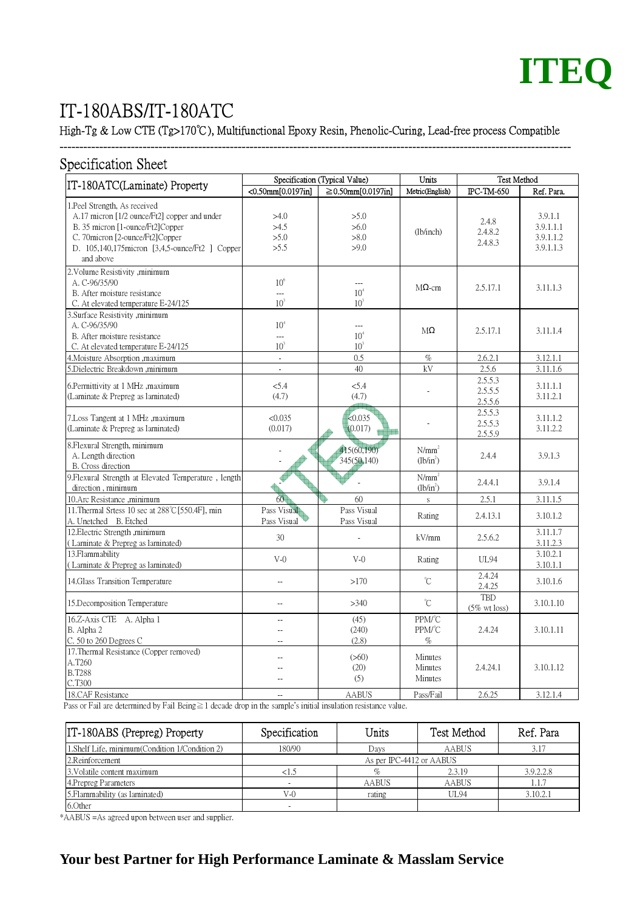# ITEQ

# IT-180ABS/IT-180ATC

High-Tg & Low CTE (Tg>170℃), Multifunctional Epoxy Resin, Phenolic-Curing, Lead-free process Compatible

## Specification Sheet

| IT-180ATC(Laminate) Property | Specification (Typical Value) | | Units | Test Method | |
|---|---|---|---|---|---|
| | <0.50mm[0.0197in] | ≧0.50mm[0.0197in] | Metric(English) | IPC-TM-650 | Ref. Para. |
| 1.Peel Strength, As received<br>A.17 micron [1/2 ounce/Ft2] copper and under<br>B. 35 micron [1-ounce/Ft2]Copper<br>C. 70micron [2-ounce/Ft2]Copper<br>D. 105,140,175micron [3,4,5-ounce/Ft2] Copper and above | >4.0<br>>4.5<br>>5.0<br>>5.5 | >5.0<br>>6.0<br>>8.0<br>>9.0 | (lb/inch) | 2.4.8<br>2.4.8.2<br>2.4.8.3 | 3.9.1.1<br>3.9.1.1.1<br>3.9.1.1.2<br>3.9.1.1.3 |
| 2.Volume Resistivity ,minimum<br>A. C-96/35/90<br>B. After moisture resistance<br>C. At elevated temperature E-24/125 | $10^6$<br>---<br>$10^3$ | ---<br>$10^4$<br>$10^3$ | MΩ-cm | 2.5.17.1 | 3.11.1.3 |
| 3.Surface Resistivity ,minimum<br>A. C-96/35/90<br>B. After moisture resistance<br>C. At elevated temperature E-24/125 | $10^4$<br>---<br>$10^3$ | ---<br>$10^4$<br>$10^3$ | MΩ | 2.5.17.1 | 3.11.1.4 |
| 4.Moisture Absorption ,maximum | - | 0.5 | % | 2.6.2.1 | 3.12.1.1 |
| 5.Dielectric Breakdown ,minimum | - | 40 | kV | 2.5.6 | 3.11.1.6 |
| 6.Permittivity at 1 MHz ,maximum<br>(Laminate & Prepreg as laminated) | <5.4<br>(4.7) | <5.4<br>(4.7) | - | 2.5.5.3<br>2.5.5.5<br>2.5.5.6 | 3.11.1.1<br>3.11.2.1 |
| 7.Loss Tangent at 1 MHz ,maximum<br>(Laminate & Prepreg as laminated) | <0.035<br>(0.017) | <0.035<br>(0.017) | - | 2.5.5.3<br>2.5.5.3<br>2.5.5.9 | 3.11.1.2<br>3.11.2.2 |
| 8.Flexural Strength, minimum<br>A. Length direction<br>B. Cross direction | -<br>- | 415(60,190)<br>345(50,140) | $N/mm^2$<br>($lb/in^2$) | 2.4.4 | 3.9.1.3 |
| 9.Flexural Strength at Elevated Temperature , length direction , minimum | - | - | $N/mm^2$<br>($lb/in^2$) | 2.4.4.1 | 3.9.1.4 |
| 10.Arc Resistance ,minimum | 60 | 60 | s | 2.5.1 | 3.11.1.5 |
| 11.Thermal Srtess 10 sec at 288℃[550.4F], min<br>A. Unetched B. Etched | Pass Visual<br>Pass Visual | Pass Visual<br>Pass Visual | Rating | 2.4.13.1 | 3.10.1.2 |
| 12.Electric Strength ,minimum<br>( Laminate & Prepreg as laminated) | 30 | - | kV/mm | 2.5.6.2 | 3.11.1.7<br>3.11.2.3 |
| 13.Flammability<br>( Laminate & Prepreg as laminated) | V-0 | V-0 | Rating | UL94 | 3.10.2.1<br>3.10.1.1 |
| 14.Glass Transition Temperature | -- | >170 | ℃ | 2.4.24<br>2.4.25 | 3.10.1.6 |
| 15.Decomposition Temperature | -- | >340 | ℃ | TBD<br>(5% wt loss) | 3.10.1.10 |
| 16.Z-Axis CTE A. Alpha 1<br>B. Alpha 2<br>C. 50 to 260 Degrees C | --<br>--<br>-- | (45)<br>(240)<br>(2.8) | PPM/℃<br>PPM/℃<br>% | 2.4.24 | 3.10.1.11 |
| 17.Thermal Resistance (Copper removed)<br>A.T260<br>B.T288<br>C.T300 | --<br>--<br>-- | (>60)<br>(20)<br>(5) | Minutes<br>Minutes<br>Minutes | 2.4.24.1 | 3.10.1.12 |
| 18.CAF Resistance | -- | AABUS | Pass/Fail | 2.6.25 | 3.12.1.4 |

Pass or Fail are determined by Fail Being≧1 decade drop in the sample's initial insulation resistance value.

| IT-180ABS (Prepreg) Property | Specification | Units | Test Method | Ref. Para |
|---|---|---|---|---|
| 1.Shelf Life, minimum(Condition 1/Condition 2) | 180/90 | Days | AABUS | 3.17 |
| 2.Reinforcement | As per IPC-4412 or AABUS | | | |
| 3.Volatile content maximum | <1.5 | % | 2.3.19 | 3.9.2.2.8 |
| 4.Prepreg Parameters | - | AABUS | AABUS | 1.1.7 |
| 5.Flammability (as laminated) | V-0 | rating | UL94 | 3.10.2.1 |
| 6.Other | - | | | |

*AABUS =As agreed upon between user and supplier.

**Your best Partner for High Performance Laminate & Masslam Service**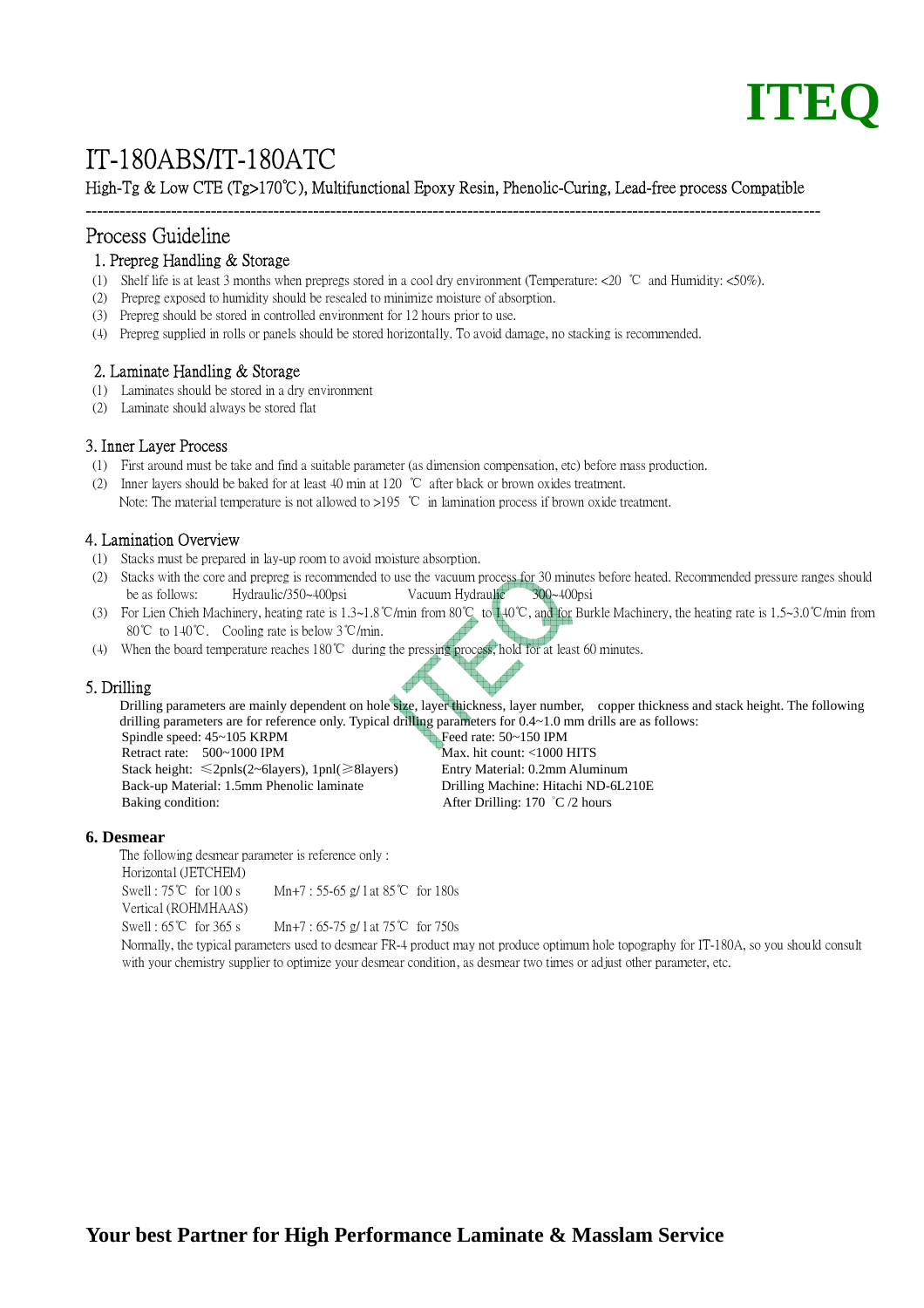ITEQ

# IT-180ABS/IT-180ATC

High-Tg & Low CTE (Tg>170℃), Multifunctional Epoxy Resin, Phenolic-Curing, Lead-free process Compatible

---

## Process Guideline

### 1. Prepreg Handling & Storage

(1) Shelf life is at least 3 months when prepregs stored in a cool dry environment (Temperature: <20 ℃ and Humidity: <50%).
(2) Prepreg exposed to humidity should be resealed to minimize moisture of absorption.
(3) Prepreg should be stored in controlled environment for 12 hours prior to use.
(4) Prepreg supplied in rolls or panels should be stored horizontally. To avoid damage, no stacking is recommended.

### 2. Laminate Handling & Storage

(1) Laminates should be stored in a dry environment
(2) Laminate should always be stored flat

### 3. Inner Layer Process

(1) First around must be take and find a suitable parameter (as dimension compensation, etc) before mass production.
(2) Inner layers should be baked for at least 40 min at 120 ℃ after black or brown oxides treatment.
Note: The material temperature is not allowed to >195 ℃ in lamination process if brown oxide treatment.

### 4. Lamination Overview

(1) Stacks must be prepared in lay-up room to avoid moisture absorption.
(2) Stacks with the core and prepreg is recommended to use the vacuum process for 30 minutes before heated. Recommended pressure ranges should be as follows: Hydraulic/350~400psi Vacuum Hydraulic 300~400psi
(3) For Lien Chieh Machinery, heating rate is 1.3~1.8℃/min from 80℃ to 140℃, and for Burkle Machinery, the heating rate is 1.5~3.0℃/min from 80℃ to 140℃. Cooling rate is below 3℃/min.
(4) When the board temperature reaches 180℃ during the pressing process, hold for at least 60 minutes.

### 5. Drilling

Drilling parameters are mainly dependent on hole size, layer thickness, layer number, copper thickness and stack height. The following drilling parameters are for reference only. Typical drilling parameters for 0.4~1.0 mm drills are as follows:

| | |
|---|---|
| Spindle speed: 45~105 KRPM | Feed rate: 50~150 IPM |
| Retract rate: 500~1000 IPM | Max. hit count: <1000 HITS |
| Stack height: ≤2pnls(2~6layers), 1pnl(≥8layers) | Entry Material: 0.2mm Aluminum |
| Back-up Material: 1.5mm Phenolic laminate | Drilling Machine: Hitachi ND-6L210E |
| Baking condition: | After Drilling: 170 ℃ /2 hours |

### 6. Desmear

The following desmear parameter is reference only :

Horizontal (JETCHEM)
Swell : 75℃ for 100 s Mn+7 : 55-65 g/ l at 85℃ for 180s
Vertical (ROHMHAAS)
Swell : 65℃ for 365 s Mn+7 : 65-75 g/ l at 75℃ for 750s

Normally, the typical parameters used to desmear FR-4 product may not produce optimum hole topography for IT-180A, so you should consult with your chemistry supplier to optimize your desmear condition, as desmear two times or adjust other parameter, etc.

**Your best Partner for High Performance Laminate & Masslam Service**